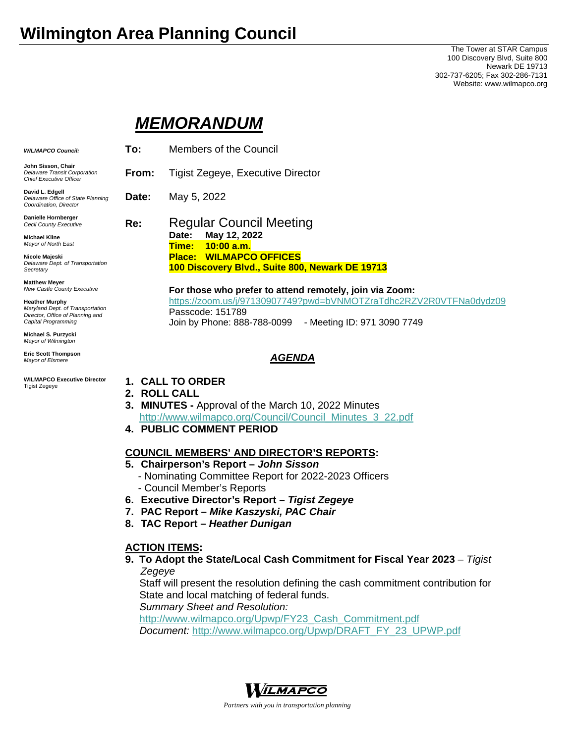// Wilmington Area Planning Council

The Tower at STAR Campus
100 Discovery Blvd, Suite 800
Newark DE 19713
302-737-6205; Fax 302-286-7131
Website: www.wilmapco.org

# *MEMORANDUM*

***WILMAPCO Council:***

**John Sisson, Chair**
*Delaware Transit Corporation Chief Executive Officer*

**David L. Edgell**
*Delaware Office of State Planning Coordination, Director*

**Danielle Hornberger**
*Cecil County Executive*

**Michael Kline**
*Mayor of North East*

**Nicole Majeski**
*Delaware Dept. of Transportation Secretary*

**Matthew Meyer**
*New Castle County Executive*

**Heather Murphy**
*Maryland Dept. of Transportation Director, Office of Planning and Capital Programming*

**Michael S. Purzycki**
*Mayor of Wilmington*

**Eric Scott Thompson**
*Mayor of Elsmere*

**WILMAPCO Executive Director**
Tigist Zegeye

**To:** Members of the Council

**From:** Tigist Zegeye, Executive Director

**Date:** May 5, 2022

**Re:** Regular Council Meeting
**Date: May 12, 2022**
**Time: 10:00 a.m.**
**Place: WILMAPCO OFFICES**
**100 Discovery Blvd., Suite 800, Newark DE 19713**

**For those who prefer to attend remotely, join via Zoom:**
https://zoom.us/j/97130907749?pwd=bVNMOTZraTdhc2RZV2R0VTFNa0dydz09
Passcode: 151789
Join by Phone: 888-788-0099 - Meeting ID: 971 3090 7749

## *AGENDA*

1. **CALL TO ORDER**
2. **ROLL CALL**
3. **MINUTES -** Approval of the March 10, 2022 Minutes
   http://www.wilmapco.org/Council/Council_Minutes_3_22.pdf
4. **PUBLIC COMMENT PERIOD**

**COUNCIL MEMBERS' AND DIRECTOR'S REPORTS:**

5. **Chairperson's Report –** ***John Sisson***
   - Nominating Committee Report for 2022-2023 Officers
   - Council Member's Reports
6. **Executive Director's Report –** ***Tigist Zegeye***
7. **PAC Report –** ***Mike Kaszyski, PAC Chair***
8. **TAC Report –** ***Heather Dunigan***

**ACTION ITEMS:**

9. **To Adopt the State/Local Cash Commitment for Fiscal Year 2023** – *Tigist Zegeye*
   Staff will present the resolution defining the cash commitment contribution for State and local matching of federal funds.
   *Summary Sheet and Resolution:*
   http://www.wilmapco.org/Upwp/FY23_Cash_Commitment.pdf
   *Document:* http://www.wilmapco.org/Upwp/DRAFT_FY_23_UPWP.pdf

WILMAPCO
*Partners with you in transportation planning*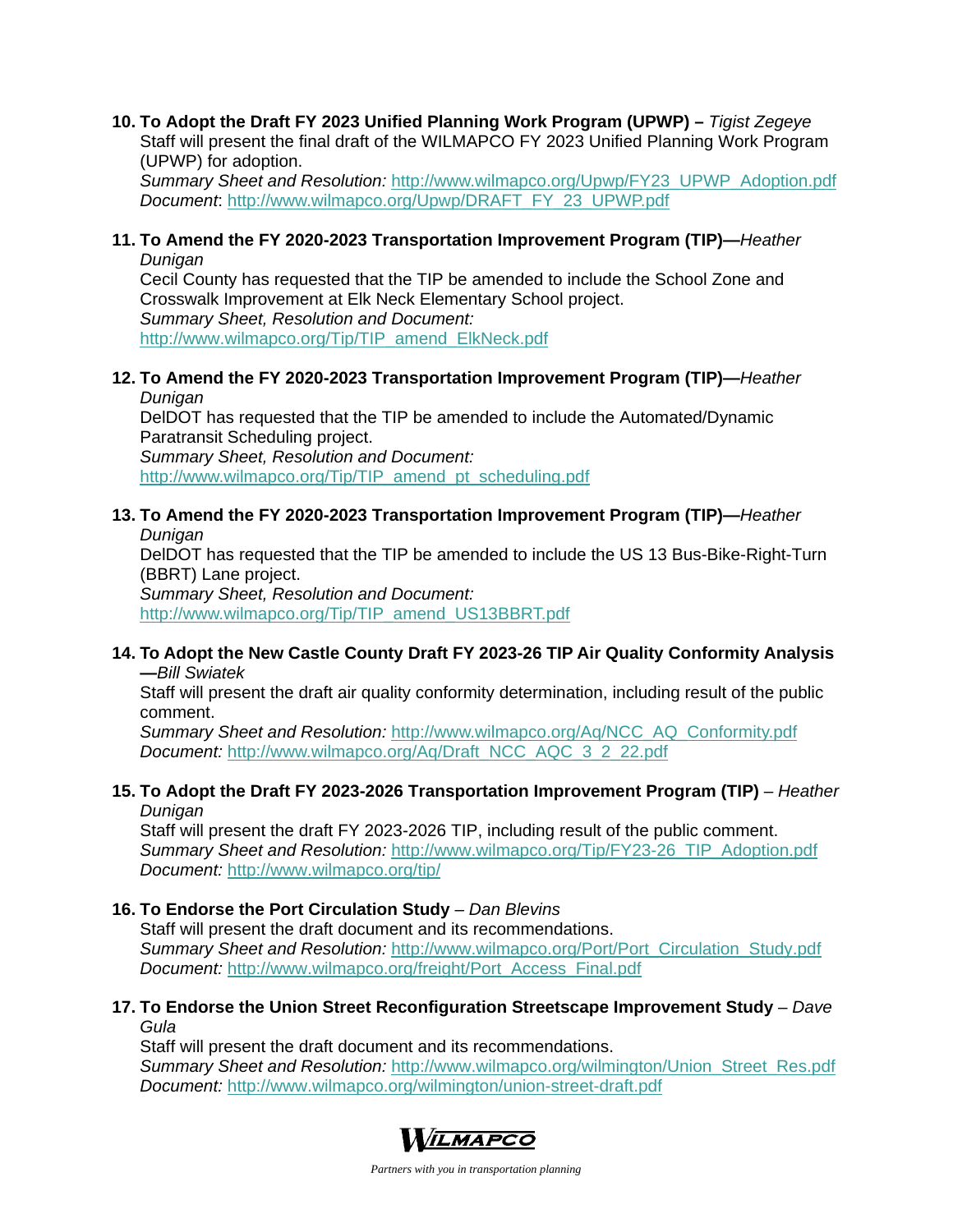10. **To Adopt the Draft FY 2023 Unified Planning Work Program (UPWP) –** *Tigist Zegeye*
    Staff will present the final draft of the WILMAPCO FY 2023 Unified Planning Work Program (UPWP) for adoption.
    *Summary Sheet and Resolution:* http://www.wilmapco.org/Upwp/FY23_UPWP_Adoption.pdf
    *Document*: http://www.wilmapco.org/Upwp/DRAFT_FY_23_UPWP.pdf

11. **To Amend the FY 2020-2023 Transportation Improvement Program (TIP)—***Heather Dunigan*
    Cecil County has requested that the TIP be amended to include the School Zone and Crosswalk Improvement at Elk Neck Elementary School project.
    *Summary Sheet, Resolution and Document:*
    http://www.wilmapco.org/Tip/TIP_amend_ElkNeck.pdf

12. **To Amend the FY 2020-2023 Transportation Improvement Program (TIP)—***Heather Dunigan*
    DelDOT has requested that the TIP be amended to include the Automated/Dynamic Paratransit Scheduling project.
    *Summary Sheet, Resolution and Document:*
    http://www.wilmapco.org/Tip/TIP_amend_pt_scheduling.pdf

13. **To Amend the FY 2020-2023 Transportation Improvement Program (TIP)—***Heather Dunigan*
    DelDOT has requested that the TIP be amended to include the US 13 Bus-Bike-Right-Turn (BBRT) Lane project.
    *Summary Sheet, Resolution and Document:*
    http://www.wilmapco.org/Tip/TIP_amend_US13BBRT.pdf

14. **To Adopt the New Castle County Draft FY 2023-26 TIP Air Quality Conformity Analysis —***Bill Swiatek*
    Staff will present the draft air quality conformity determination, including result of the public comment.
    *Summary Sheet and Resolution:* http://www.wilmapco.org/Aq/NCC_AQ_Conformity.pdf
    *Document:* http://www.wilmapco.org/Aq/Draft_NCC_AQC_3_2_22.pdf

15. **To Adopt the Draft FY 2023-2026 Transportation Improvement Program (TIP)** – *Heather Dunigan*
    Staff will present the draft FY 2023-2026 TIP, including result of the public comment.
    *Summary Sheet and Resolution:* http://www.wilmapco.org/Tip/FY23-26_TIP_Adoption.pdf
    *Document:* http://www.wilmapco.org/tip/

16. **To Endorse the Port Circulation Study** – *Dan Blevins*
    Staff will present the draft document and its recommendations.
    *Summary Sheet and Resolution:* http://www.wilmapco.org/Port/Port_Circulation_Study.pdf
    *Document:* http://www.wilmapco.org/freight/Port_Access_Final.pdf

17. **To Endorse the Union Street Reconfiguration Streetscape Improvement Study** – *Dave Gula*
    Staff will present the draft document and its recommendations.
    *Summary Sheet and Resolution:* http://www.wilmapco.org/wilmington/Union_Street_Res.pdf
    *Document:* http://www.wilmapco.org/wilmington/union-street-draft.pdf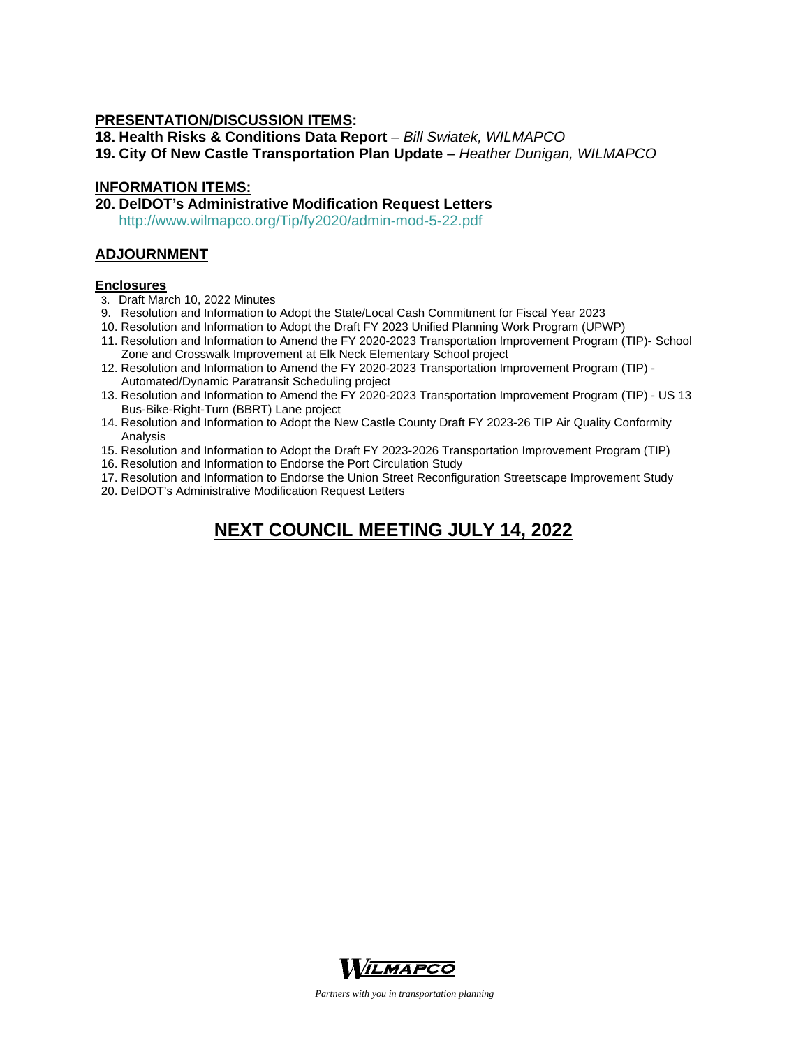**PRESENTATION/DISCUSSION ITEMS:**

**18. Health Risks & Conditions Data Report** – *Bill Swiatek, WILMAPCO*

**19. City Of New Castle Transportation Plan Update** – *Heather Dunigan, WILMAPCO*

**INFORMATION ITEMS:**

**20. DelDOT's Administrative Modification Request Letters**
http://www.wilmapco.org/Tip/fy2020/admin-mod-5-22.pdf

**ADJOURNMENT**

**Enclosures**

3. Draft March 10, 2022 Minutes
9. Resolution and Information to Adopt the State/Local Cash Commitment for Fiscal Year 2023
10. Resolution and Information to Adopt the Draft FY 2023 Unified Planning Work Program (UPWP)
11. Resolution and Information to Amend the FY 2020-2023 Transportation Improvement Program (TIP)- School Zone and Crosswalk Improvement at Elk Neck Elementary School project
12. Resolution and Information to Amend the FY 2020-2023 Transportation Improvement Program (TIP) - Automated/Dynamic Paratransit Scheduling project
13. Resolution and Information to Amend the FY 2020-2023 Transportation Improvement Program (TIP) - US 13 Bus-Bike-Right-Turn (BBRT) Lane project
14. Resolution and Information to Adopt the New Castle County Draft FY 2023-26 TIP Air Quality Conformity Analysis
15. Resolution and Information to Adopt the Draft FY 2023-2026 Transportation Improvement Program (TIP)
16. Resolution and Information to Endorse the Port Circulation Study
17. Resolution and Information to Endorse the Union Street Reconfiguration Streetscape Improvement Study
20. DelDOT's Administrative Modification Request Letters

# NEXT COUNCIL MEETING JULY 14, 2022

WILMAPCO

*Partners with you in transportation planning*